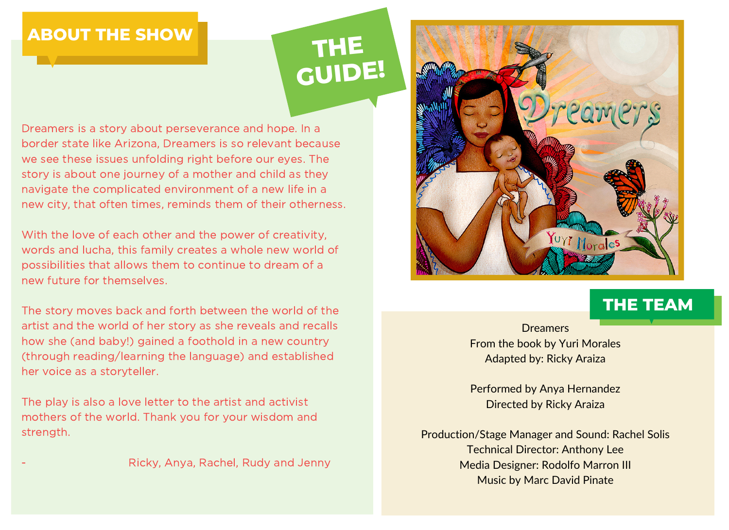## ABOUT THE SHOW

## THE GUIDE!

Dreamers is a story about perseverance and hope. In a border state like Arizona, Dreamers is so relevant because we see these issues unfolding right before our eyes. The story is about one journey of a mother and child as they navigate the complicated environment of a new life in a new city, that often times, reminds them of their otherness.

With the love of each other and the power of creativity, words and lucha, this family creates a whole new world of possibilities that allows them to continue to dream of a new future for themselves.

The story moves back and forth between the world of the artist and the world of her story as she reveals and recalls how she (and baby!) gained a foothold in a new country (through reading/learning the language) and established her voice as a storyteller.

The play is also a love letter to the artist and activist mothers of the world. Thank you for your wisdom and strength.

\- Ricky, Anya, Rachel, Rudy and Jenny

## THE TEAM

Dreamers
From the book by Yuri Morales
Adapted by: Ricky Araiza

Performed by Anya Hernandez
Directed by Ricky Araiza

Production/Stage Manager and Sound: Rachel Solis
Technical Director: Anthony Lee
Media Designer: Rodolfo Marron III
Music by Marc David Pinate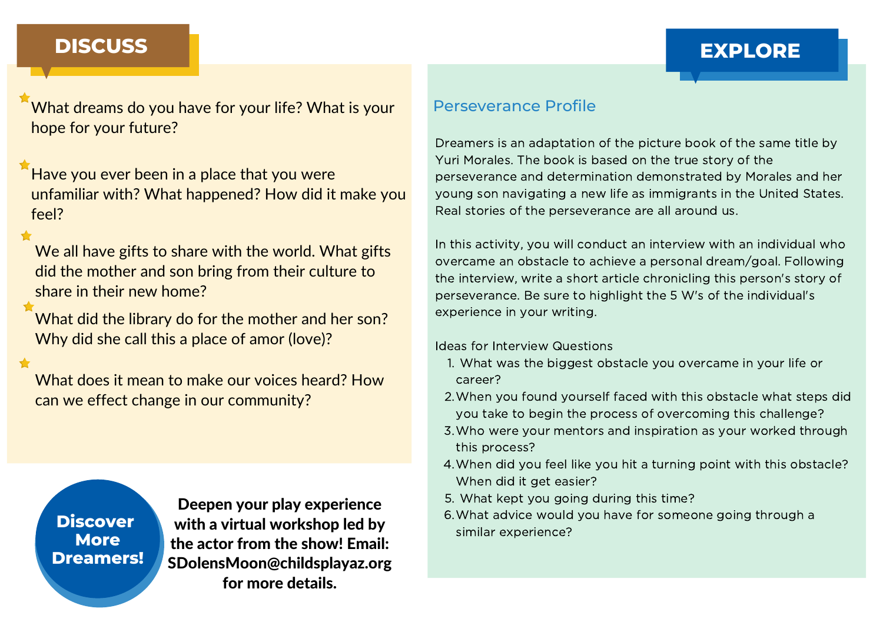## DISCUSS

- What dreams do you have for your life? What is your hope for your future?
- Have you ever been in a place that you were unfamiliar with? What happened? How did it make you feel?
- We all have gifts to share with the world. What gifts did the mother and son bring from their culture to share in their new home?
- What did the library do for the mother and her son? Why did she call this a place of amor (love)?
- What does it mean to make our voices heard? How can we effect change in our community?

**Discover More Dreamers!**

**Deepen your play experience with a virtual workshop led by the actor from the show! Email: SDolensMoon@childsplayaz.org for more details.**

## EXPLORE

### Perseverance Profile

Dreamers is an adaptation of the picture book of the same title by Yuri Morales. The book is based on the true story of the perseverance and determination demonstrated by Morales and her young son navigating a new life as immigrants in the United States. Real stories of the perseverance are all around us.

In this activity, you will conduct an interview with an individual who overcame an obstacle to achieve a personal dream/goal. Following the interview, write a short article chronicling this person's story of perseverance. Be sure to highlight the 5 W's of the individual's experience in your writing.

Ideas for Interview Questions

1. What was the biggest obstacle you overcame in your life or career?
2. When you found yourself faced with this obstacle what steps did you take to begin the process of overcoming this challenge?
3. Who were your mentors and inspiration as your worked through this process?
4. When did you feel like you hit a turning point with this obstacle? When did it get easier?
5. What kept you going during this time?
6. What advice would you have for someone going through a similar experience?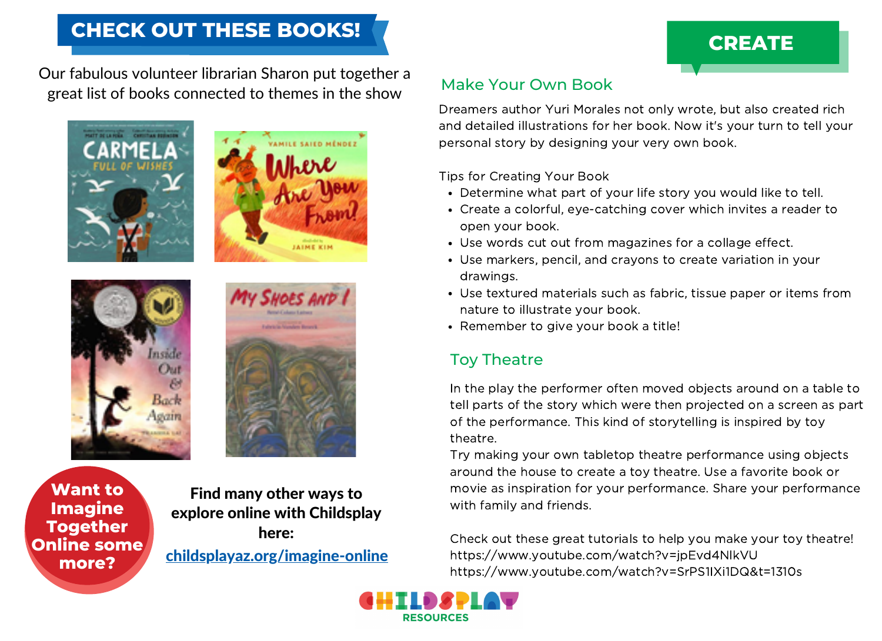## CHECK OUT THESE BOOKS!

Our fabulous volunteer librarian Sharon put together a great list of books connected to themes in the show

**Want to Imagine Together Online some more?**

**Find many other ways to explore online with Childsplay here:**
[childsplayaz.org/imagine-online](childsplayaz.org/imagine-online)

## CREATE

### Make Your Own Book

Dreamers author Yuri Morales not only wrote, but also created rich and detailed illustrations for her book. Now it's your turn to tell your personal story by designing your very own book.

Tips for Creating Your Book

- Determine what part of your life story you would like to tell.
- Create a colorful, eye-catching cover which invites a reader to open your book.
- Use words cut out from magazines for a collage effect.
- Use markers, pencil, and crayons to create variation in your drawings.
- Use textured materials such as fabric, tissue paper or items from nature to illustrate your book.
- Remember to give your book a title!

### Toy Theatre

In the play the performer often moved objects around on a table to tell parts of the story which were then projected on a screen as part of the performance. This kind of storytelling is inspired by toy theatre.
Try making your own tabletop theatre performance using objects around the house to create a toy theatre. Use a favorite book or movie as inspiration for your performance. Share your performance with family and friends.

Check out these great tutorials to help you make your toy theatre!
https://www.youtube.com/watch?v=jpEvd4NlkVU
https://www.youtube.com/watch?v=SrPS1IXi1DQ&t=1310s

CHILDSPLAY RESOURCES